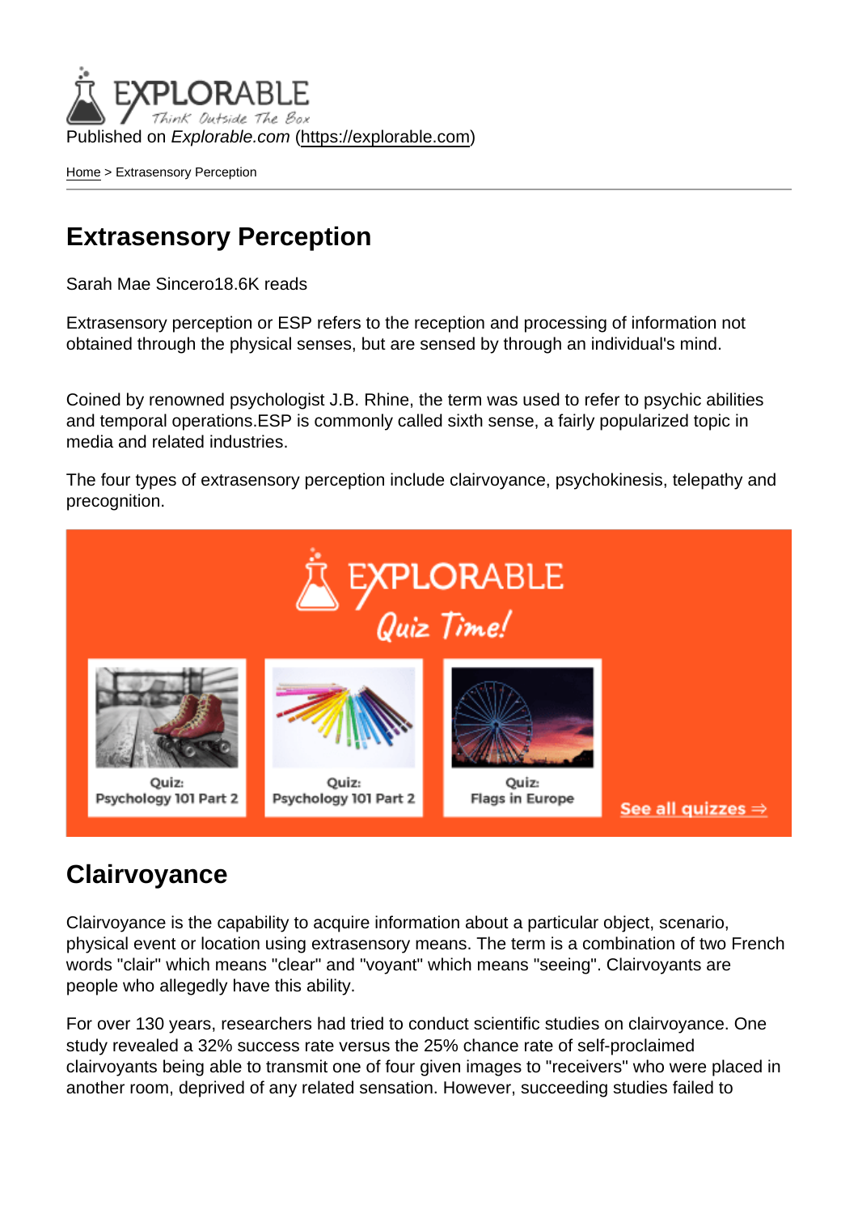Published on *Explorable.com* (https://explorable.com)

Home > Extrasensory Perception

# Extrasensory Perception

Sarah Mae Sincero18.6K reads

Extrasensory perception or ESP refers to the reception and processing of information not obtained through the physical senses, but are sensed by through an individual's mind.

Coined by renowned psychologist J.B. Rhine, the term was used to refer to psychic abilities and temporal operations.ESP is commonly called sixth sense, a fairly popularized topic in media and related industries.

The four types of extrasensory perception include clairvoyance, psychokinesis, telepathy and precognition.

## Clairvoyance

Clairvoyance is the capability to acquire information about a particular object, scenario, physical event or location using extrasensory means. The term is a combination of two French words "clair" which means "clear" and "voyant" which means "seeing". Clairvoyants are people who allegedly have this ability.

For over 130 years, researchers had tried to conduct scientific studies on clairvoyance. One study revealed a 32% success rate versus the 25% chance rate of self-proclaimed clairvoyants being able to transmit one of four given images to "receivers" who were placed in another room, deprived of any related sensation. However, succeeding studies failed to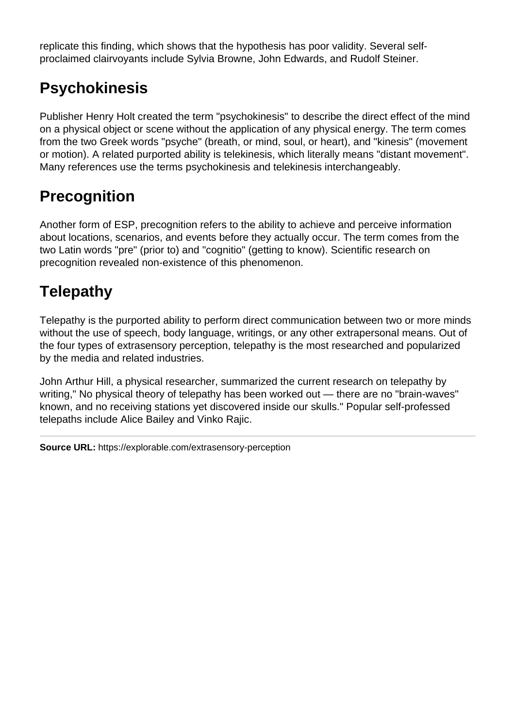replicate this finding, which shows that the hypothesis has poor validity. Several self-proclaimed clairvoyants include Sylvia Browne, John Edwards, and Rudolf Steiner.

## Psychokinesis

Publisher Henry Holt created the term "psychokinesis" to describe the direct effect of the mind on a physical object or scene without the application of any physical energy. The term comes from the two Greek words "psyche" (breath, or mind, soul, or heart), and "kinesis" (movement or motion). A related purported ability is telekinesis, which literally means "distant movement". Many references use the terms psychokinesis and telekinesis interchangeably.

## Precognition

Another form of ESP, precognition refers to the ability to achieve and perceive information about locations, scenarios, and events before they actually occur. The term comes from the two Latin words "pre" (prior to) and "cognitio" (getting to know). Scientific research on precognition revealed non-existence of this phenomenon.

## Telepathy

Telepathy is the purported ability to perform direct communication between two or more minds without the use of speech, body language, writings, or any other extrapersonal means. Out of the four types of extrasensory perception, telepathy is the most researched and popularized by the media and related industries.

John Arthur Hill, a physical researcher, summarized the current research on telepathy by writing," No physical theory of telepathy has been worked out — there are no "brain-waves" known, and no receiving stations yet discovered inside our skulls." Popular self-professed telepaths include Alice Bailey and Vinko Rajic.

---

**Source URL:** https://explorable.com/extrasensory-perception